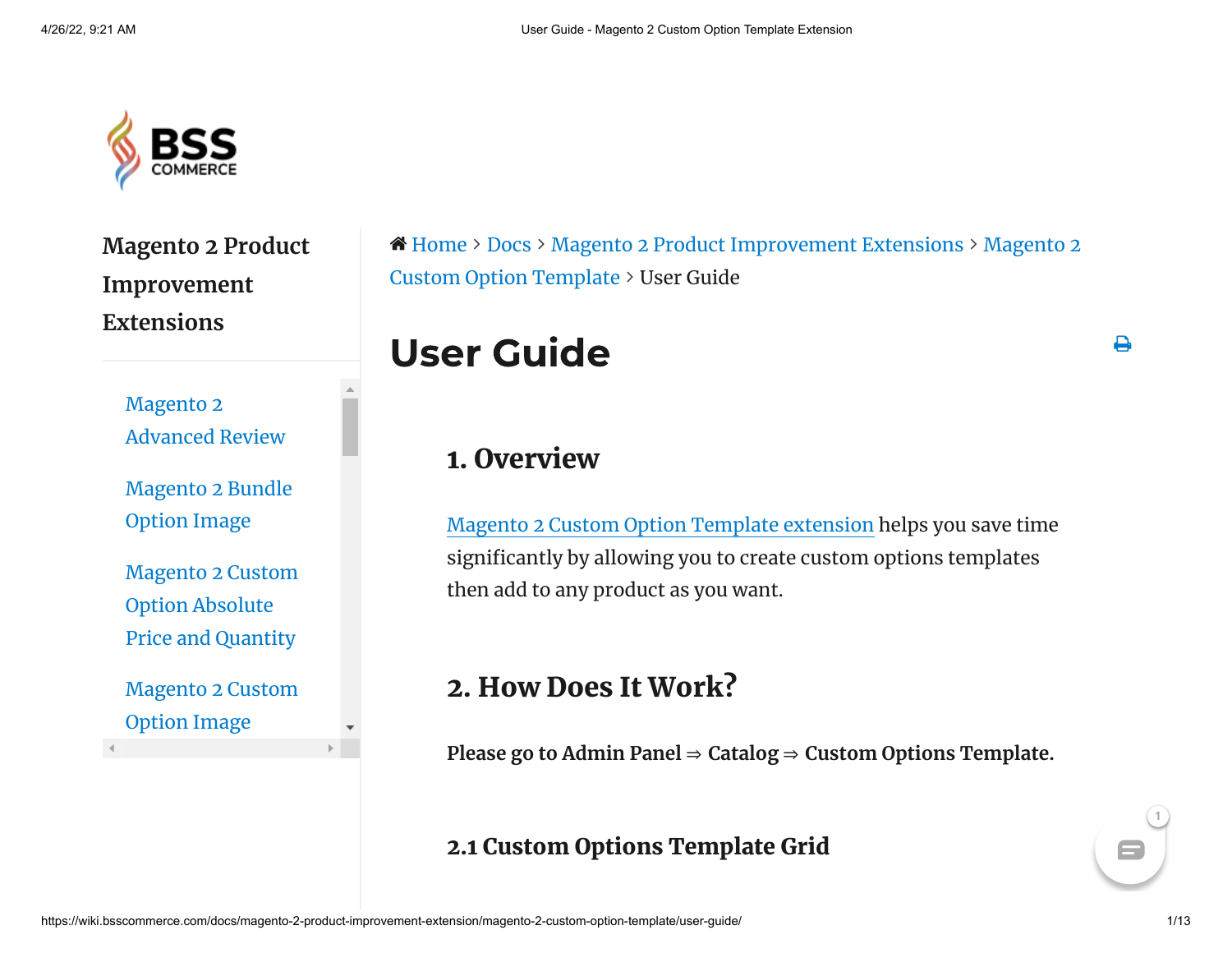Magento 2 Product Improvement Extensions

- Magento 2 Advanced Review
- Magento 2 Bundle Option Image
- Magento 2 Custom Option Absolute Price and Quantity
- Magento 2 Custom Option Image

Home > Docs > Magento 2 Product Improvement Extensions > Magento 2 Custom Option Template > User Guide

# User Guide

## 1. Overview

Magento 2 Custom Option Template extension helps you save time significantly by allowing you to create custom options templates then add to any product as you want.

## 2. How Does It Work?

**Please go to Admin Panel ⇒ Catalog ⇒ Custom Options Template.**

### 2.1 Custom Options Template Grid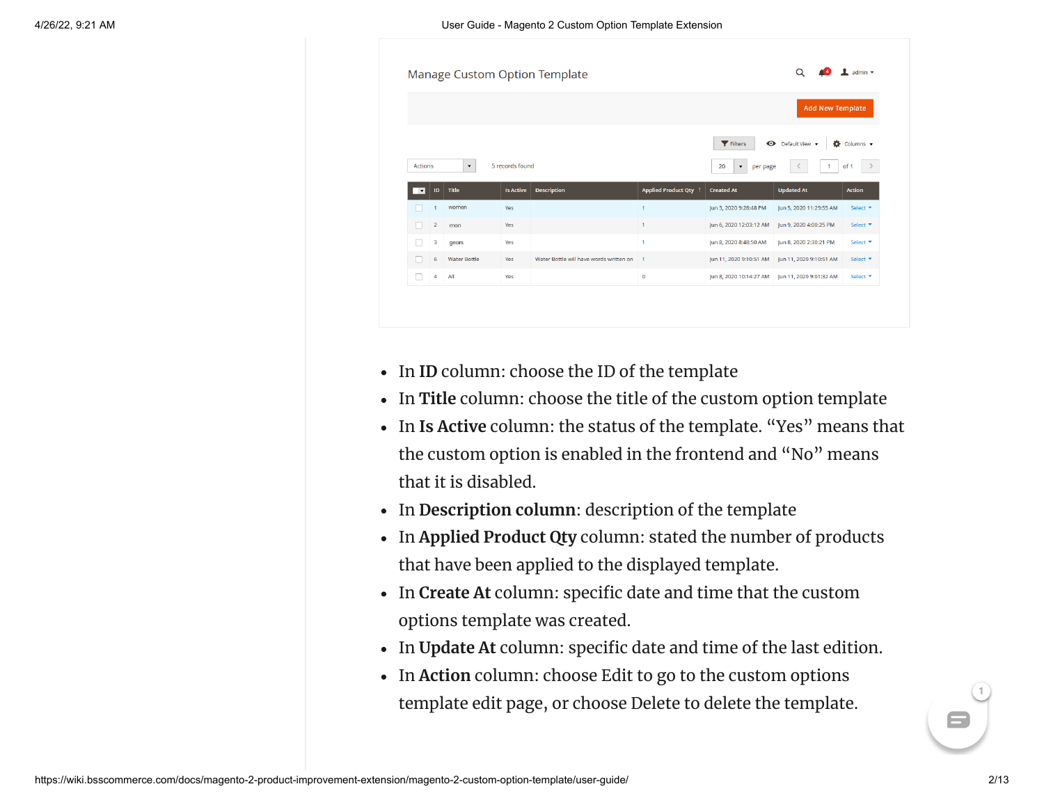- In **ID** column: choose the ID of the template
- In **Title** column: choose the title of the custom option template
- In **Is Active** column: the status of the template. “Yes” means that the custom option is enabled in the frontend and “No” means that it is disabled.
- In **Description column**: description of the template
- In **Applied Product Qty** column: stated the number of products that have been applied to the displayed template.
- In **Create At** column: specific date and time that the custom options template was created.
- In **Update At** column: specific date and time of the last edition.
- In **Action** column: choose Edit to go to the custom options template edit page, or choose Delete to delete the template.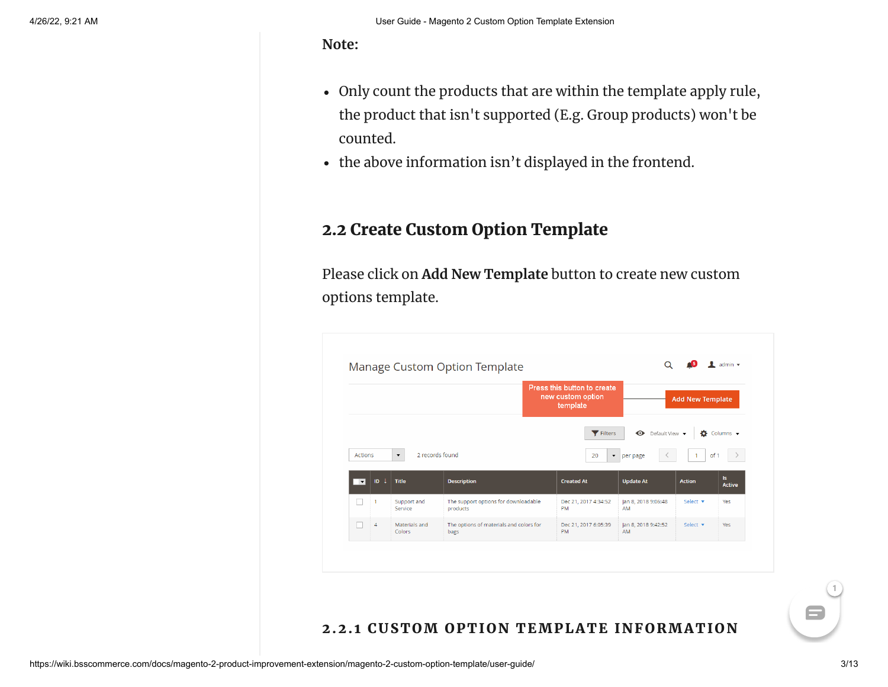**Note:**

- Only count the products that are within the template apply rule, the product that isn't supported (E.g. Group products) won't be counted.
- the above information isn't displayed in the frontend.

## 2.2 Create Custom Option Template

Please click on **Add New Template** button to create new custom options template.

### 2.2.1 CUSTOM OPTION TEMPLATE INFORMATION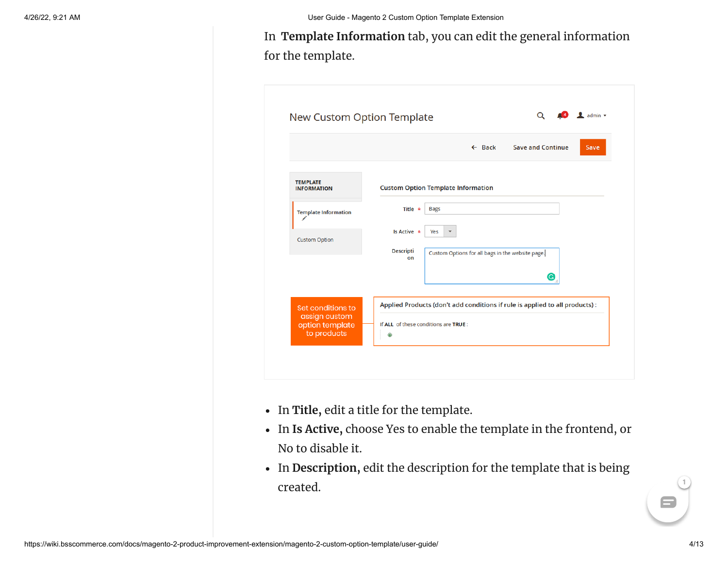In **Template Information** tab, you can edit the general information for the template.

- In **Title,** edit a title for the template.
- In **Is Active,** choose Yes to enable the template in the frontend, or No to disable it.
- In **Description,** edit the description for the template that is being created.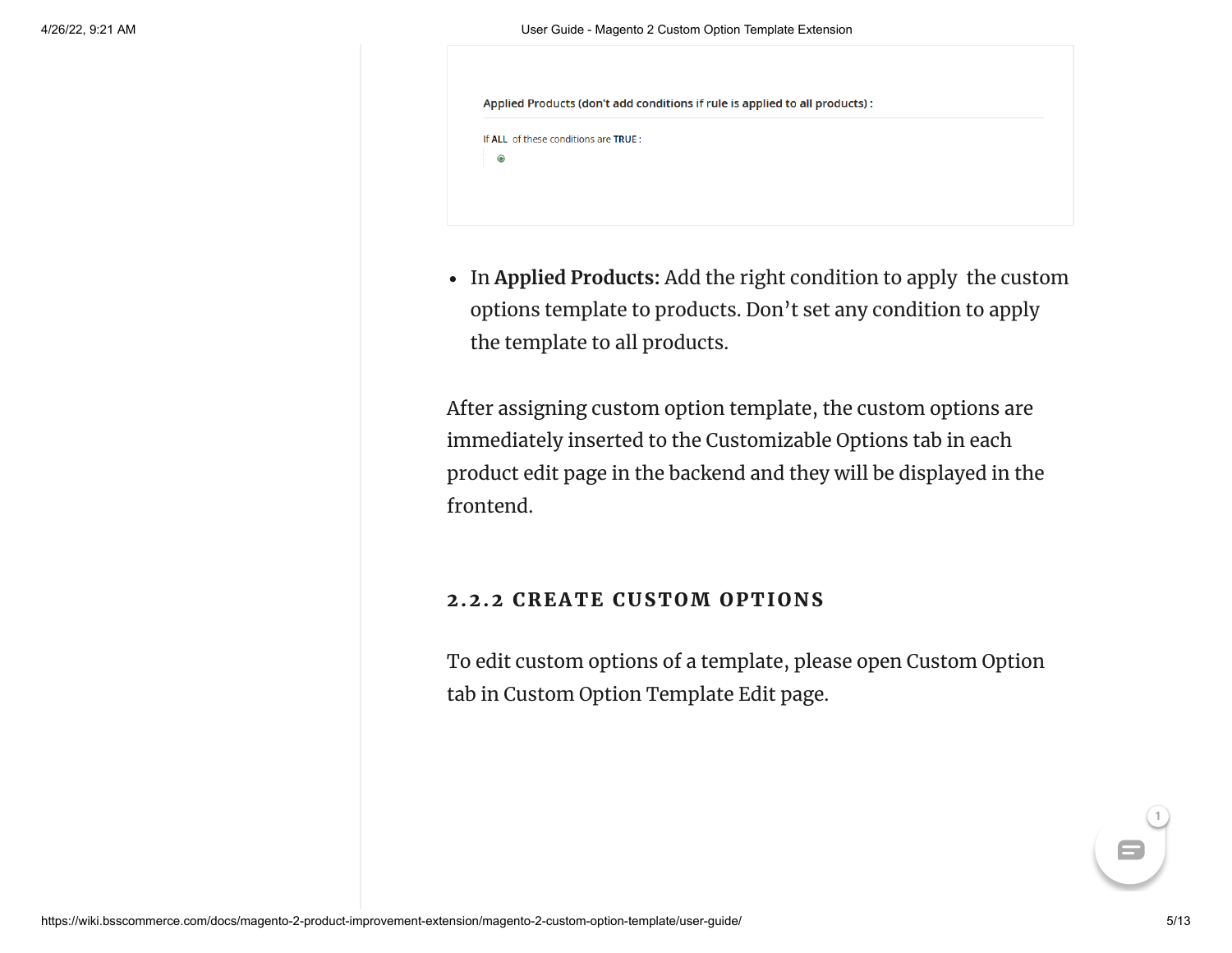Applied Products (don't add conditions if rule is applied to all products) :

If ALL of these conditions are TRUE :

- In **Applied Products:** Add the right condition to apply the custom options template to products. Don't set any condition to apply the template to all products.

After assigning custom option template, the custom options are immediately inserted to the Customizable Options tab in each product edit page in the backend and they will be displayed in the frontend.

### 2.2.2 CREATE CUSTOM OPTIONS

To edit custom options of a template, please open Custom Option tab in Custom Option Template Edit page.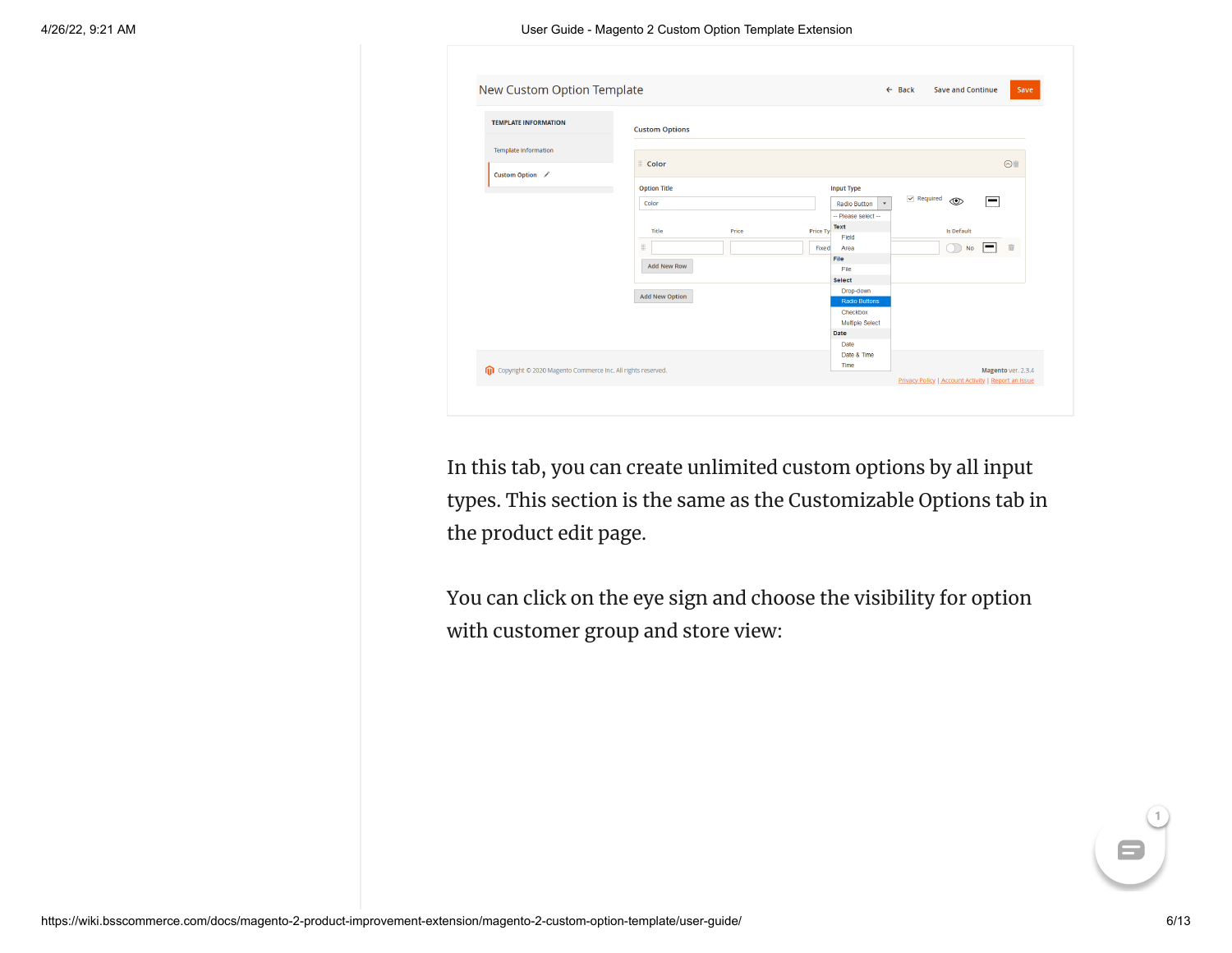In this tab, you can create unlimited custom options by all input types. This section is the same as the Customizable Options tab in the product edit page.

You can click on the eye sign and choose the visibility for option with customer group and store view: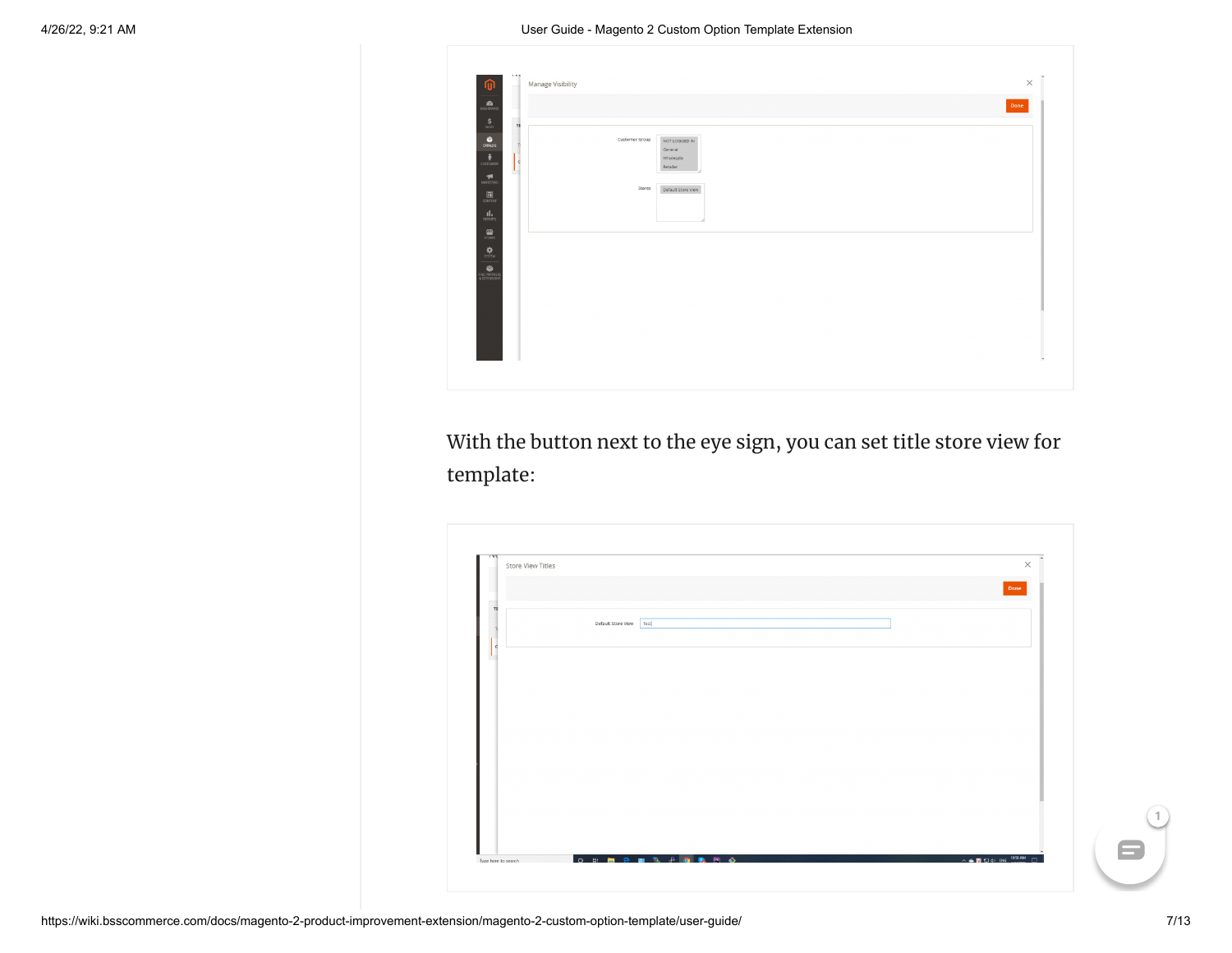With the button next to the eye sign, you can set title store view for template: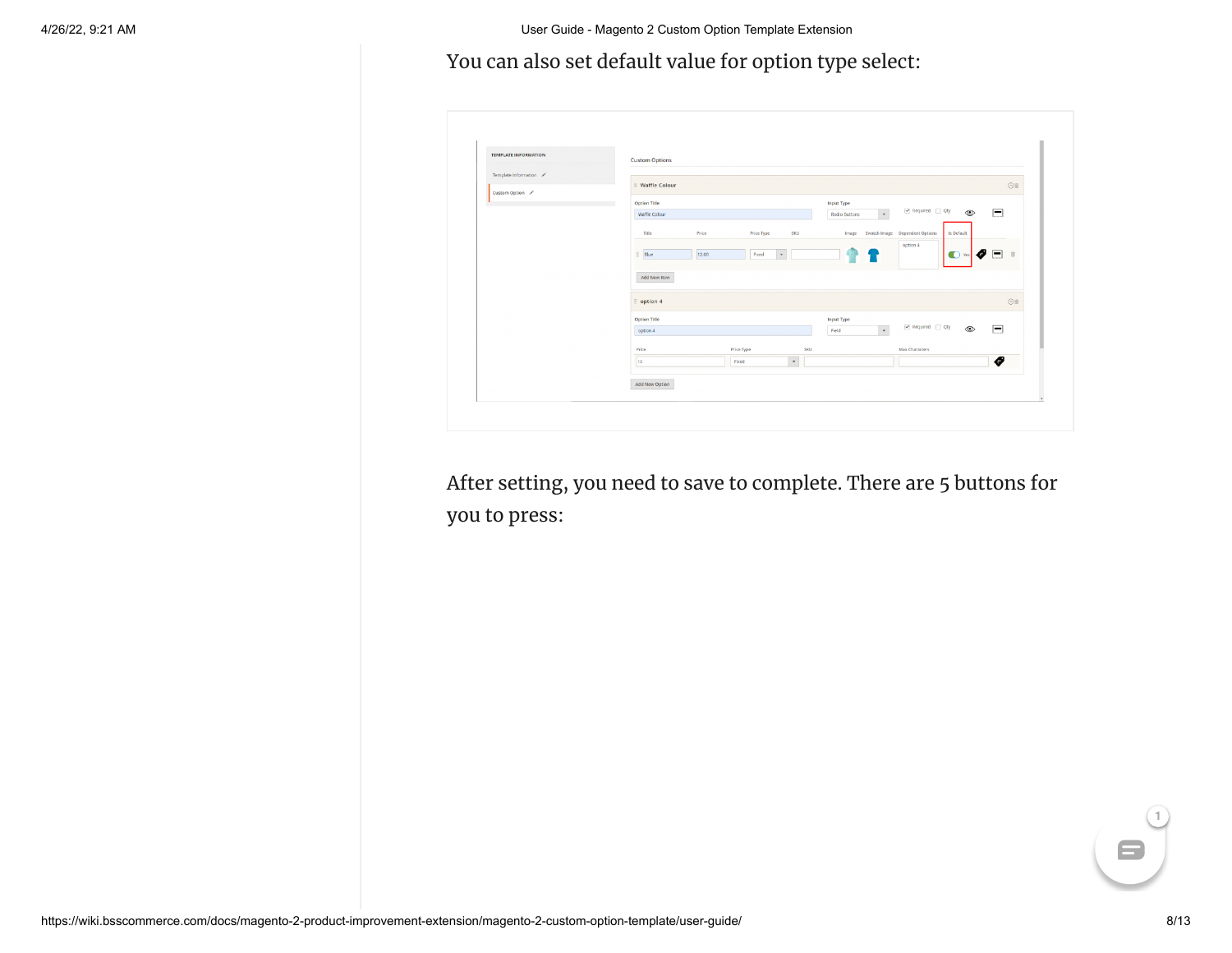You can also set default value for option type select:

After setting, you need to save to complete. There are 5 buttons for you to press: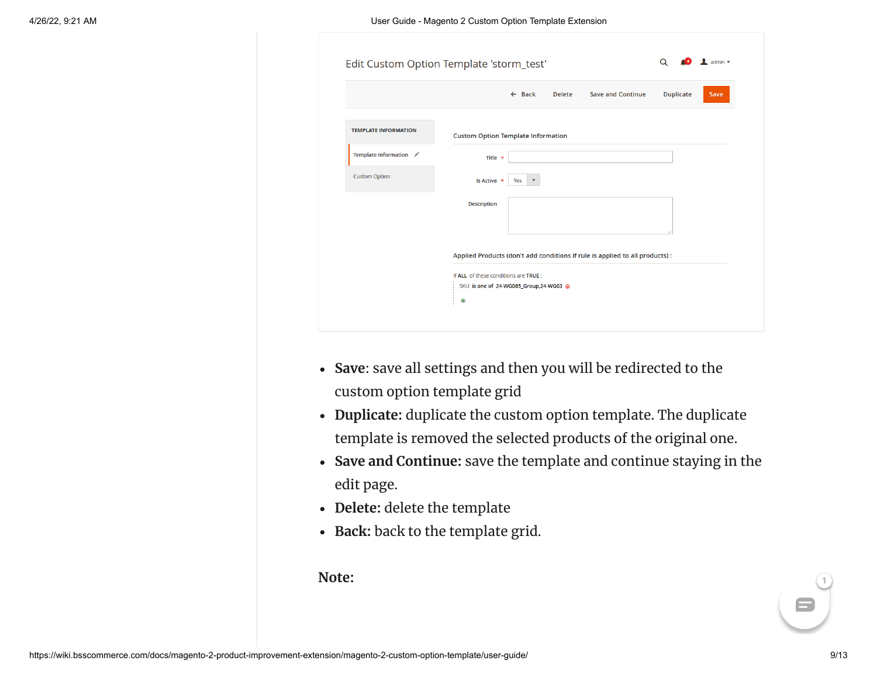- **Save**: save all settings and then you will be redirected to the custom option template grid
- **Duplicate:** duplicate the custom option template. The duplicate template is removed the selected products of the original one.
- **Save and Continue:** save the template and continue staying in the edit page.
- **Delete:** delete the template
- **Back:** back to the template grid.

**Note:**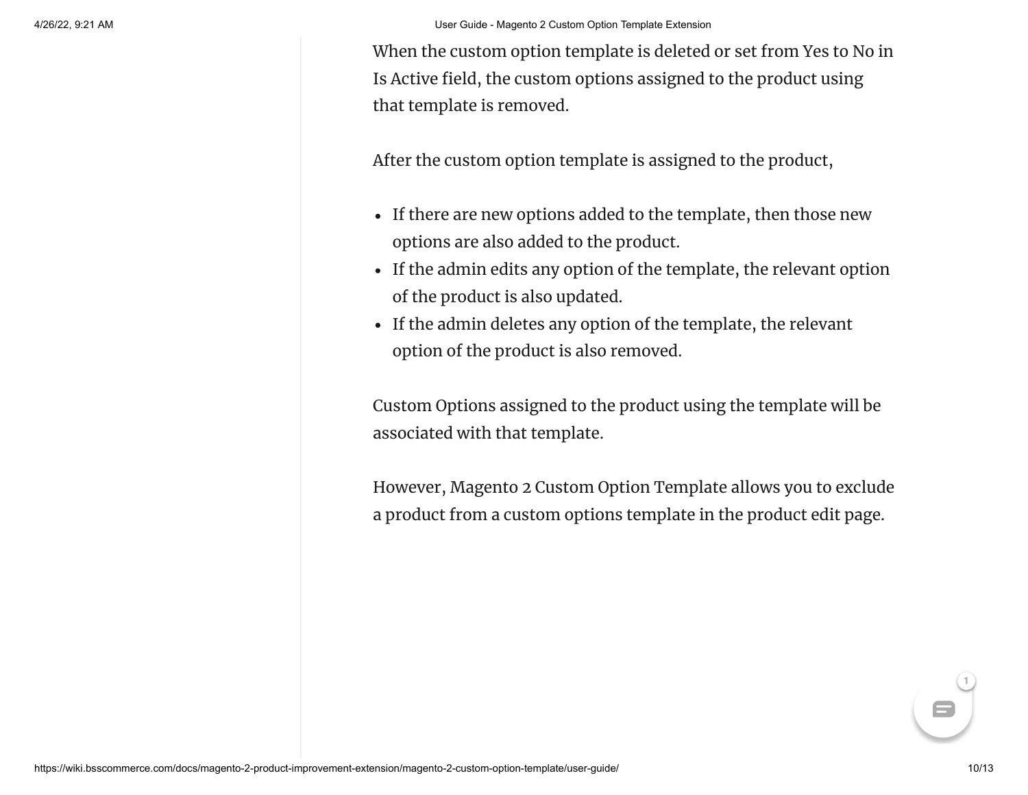When the custom option template is deleted or set from Yes to No in Is Active field, the custom options assigned to the product using that template is removed.

After the custom option template is assigned to the product,

- If there are new options added to the template, then those new options are also added to the product.
- If the admin edits any option of the template, the relevant option of the product is also updated.
- If the admin deletes any option of the template, the relevant option of the product is also removed.

Custom Options assigned to the product using the template will be associated with that template.

However, Magento 2 Custom Option Template allows you to exclude a product from a custom options template in the product edit page.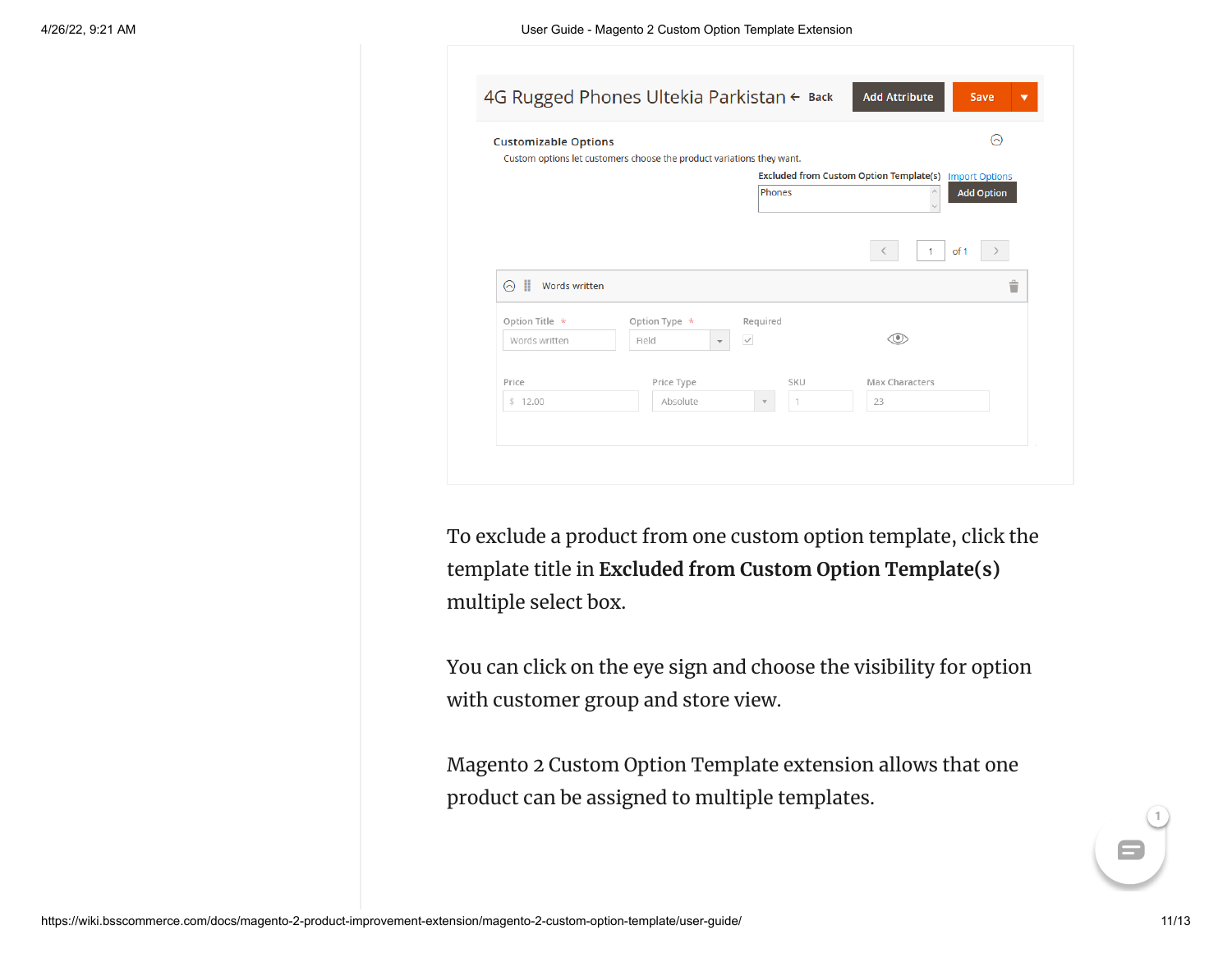To exclude a product from one custom option template, click the template title in **Excluded from Custom Option Template(s)** multiple select box.

You can click on the eye sign and choose the visibility for option with customer group and store view.

Magento 2 Custom Option Template extension allows that one product can be assigned to multiple templates.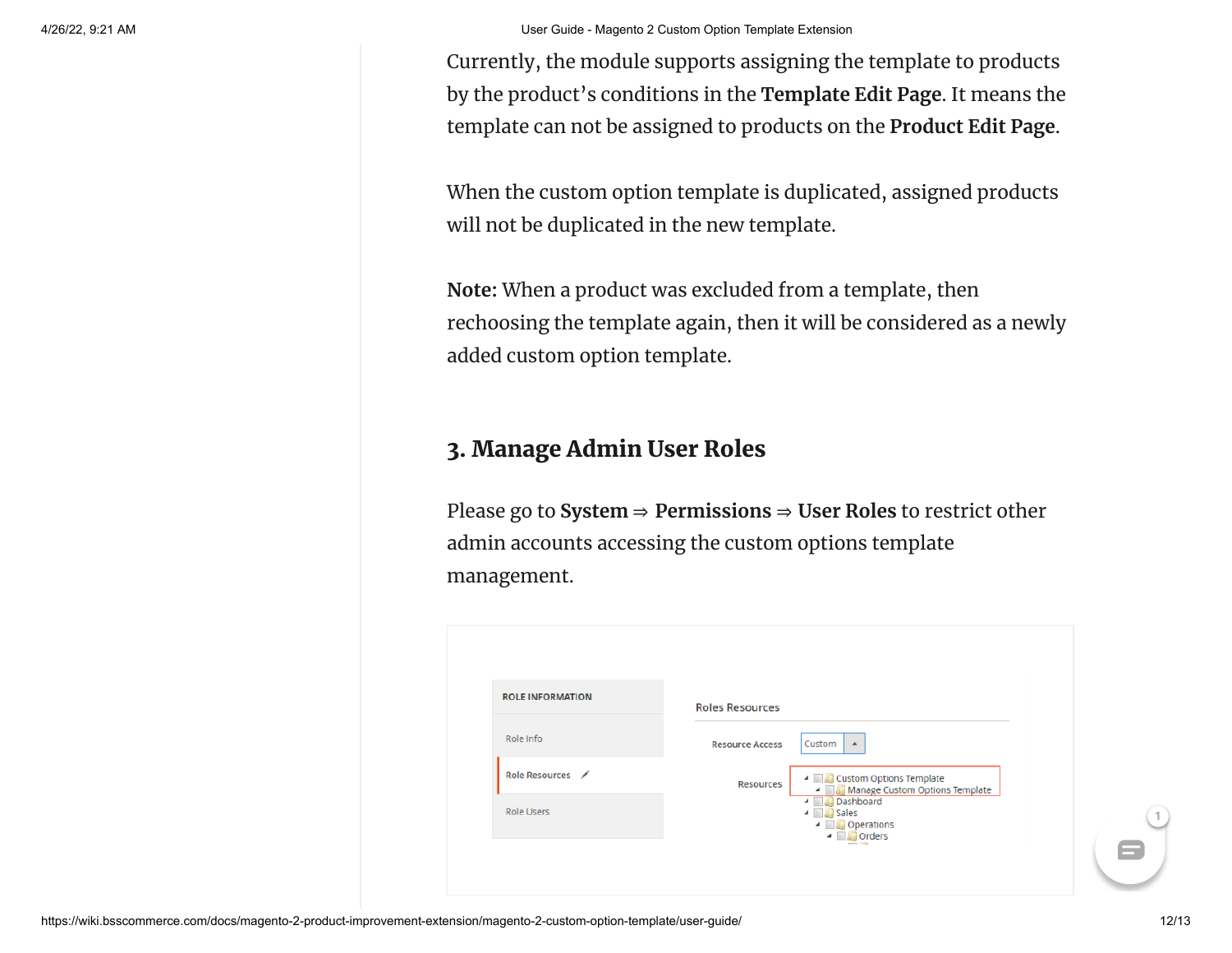Currently, the module supports assigning the template to products by the product's conditions in the **Template Edit Page**. It means the template can not be assigned to products on the **Product Edit Page**.

When the custom option template is duplicated, assigned products will not be duplicated in the new template.

**Note:** When a product was excluded from a template, then rechoosing the template again, then it will be considered as a newly added custom option template.

## 3. Manage Admin User Roles

Please go to **System** ⇒ **Permissions** ⇒ **User Roles** to restrict other admin accounts accessing the custom options template management.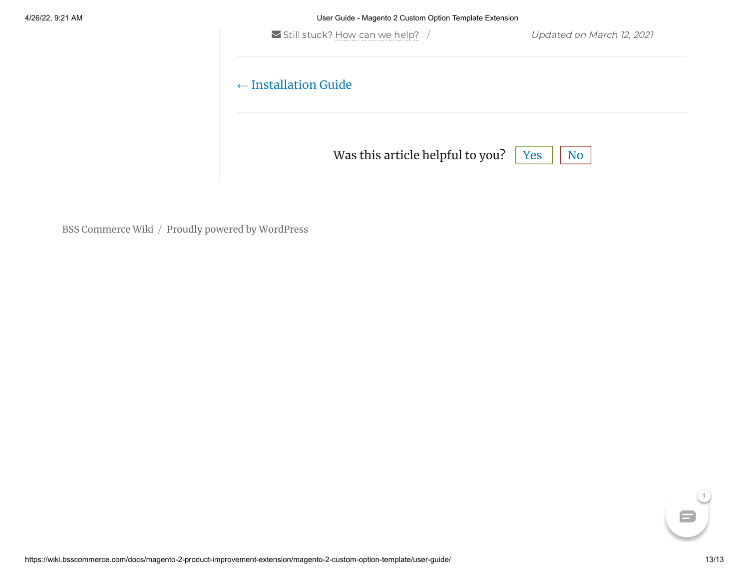Still stuck? How can we help? / *Updated on March 12, 2021*

← Installation Guide

Was this article helpful to you? Yes No

BSS Commerce Wiki / Proudly powered by WordPress